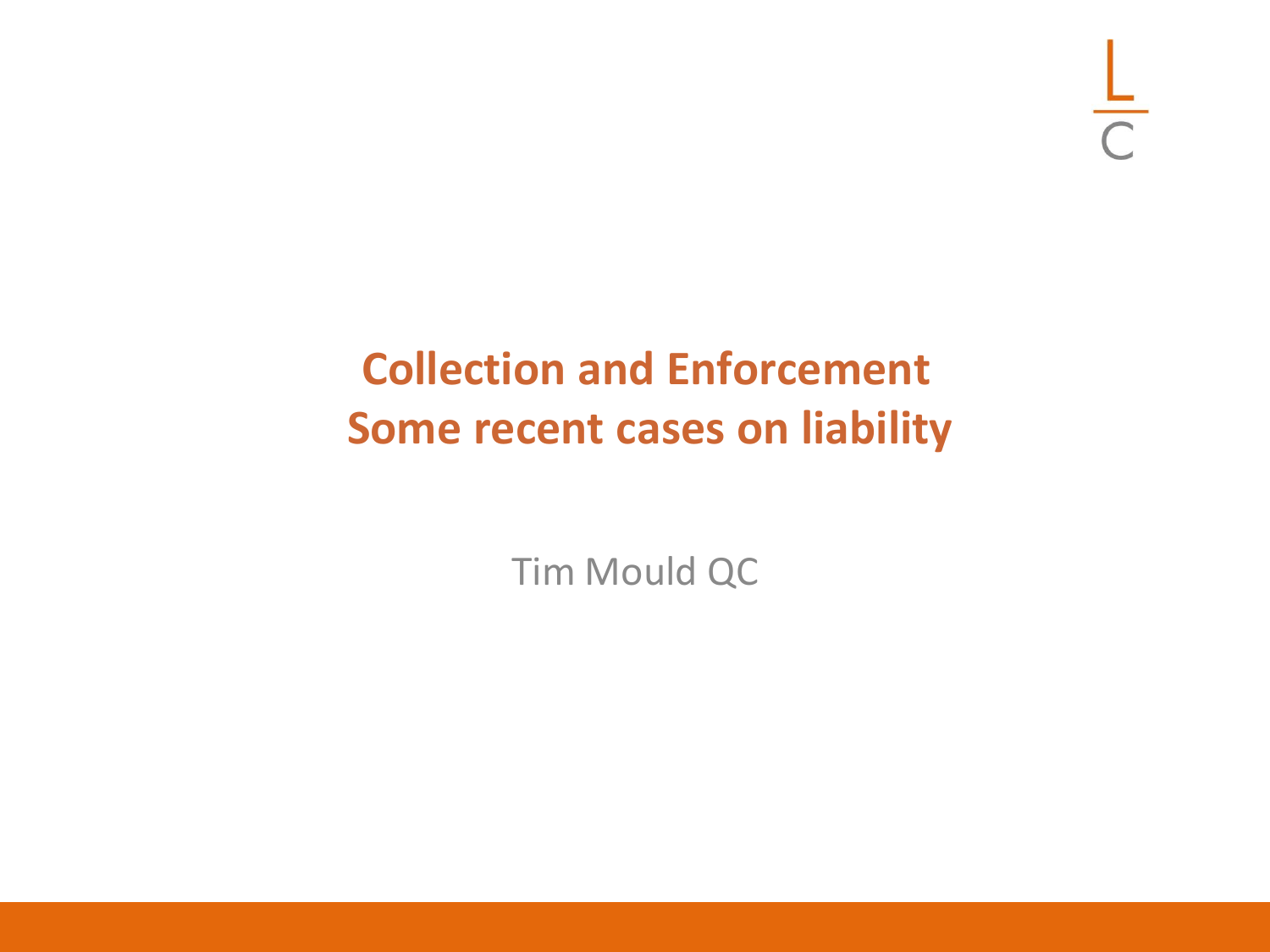# Collection and Enforcement
# Some recent cases on liability

Tim Mould QC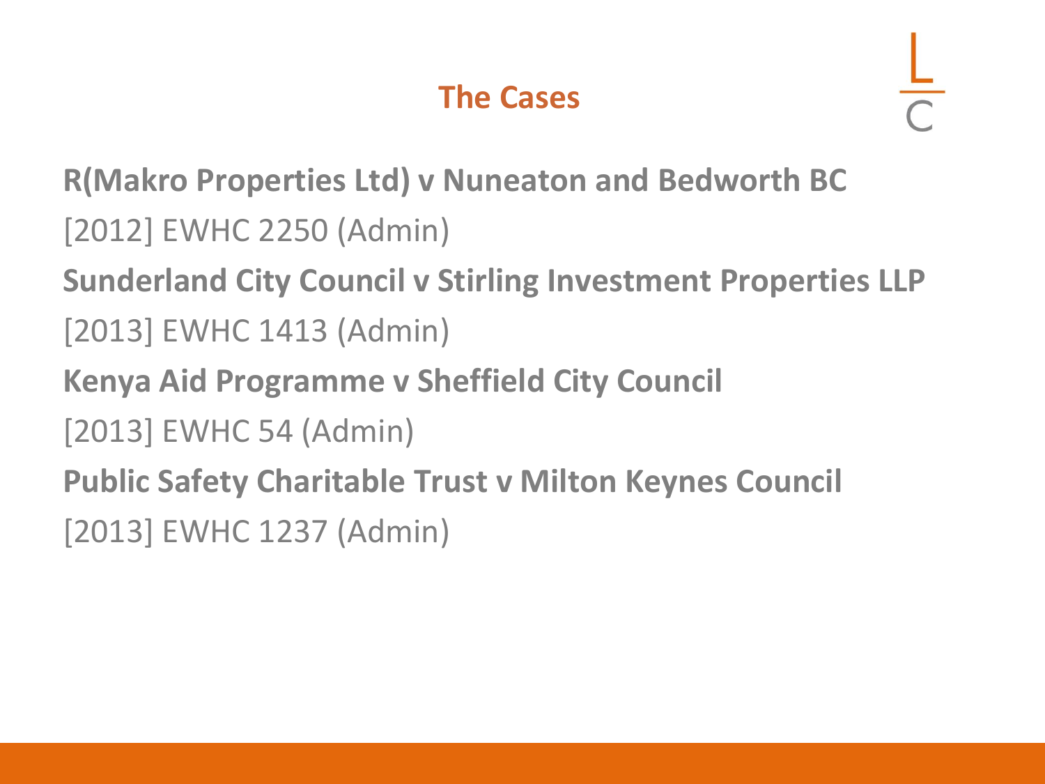## The Cases

**R(Makro Properties Ltd) v Nuneaton and Bedworth BC**

[2012] EWHC 2250 (Admin)

**Sunderland City Council v Stirling Investment Properties LLP**

[2013] EWHC 1413 (Admin)

**Kenya Aid Programme v Sheffield City Council**

[2013] EWHC 54 (Admin)

**Public Safety Charitable Trust v Milton Keynes Council**

[2013] EWHC 1237 (Admin)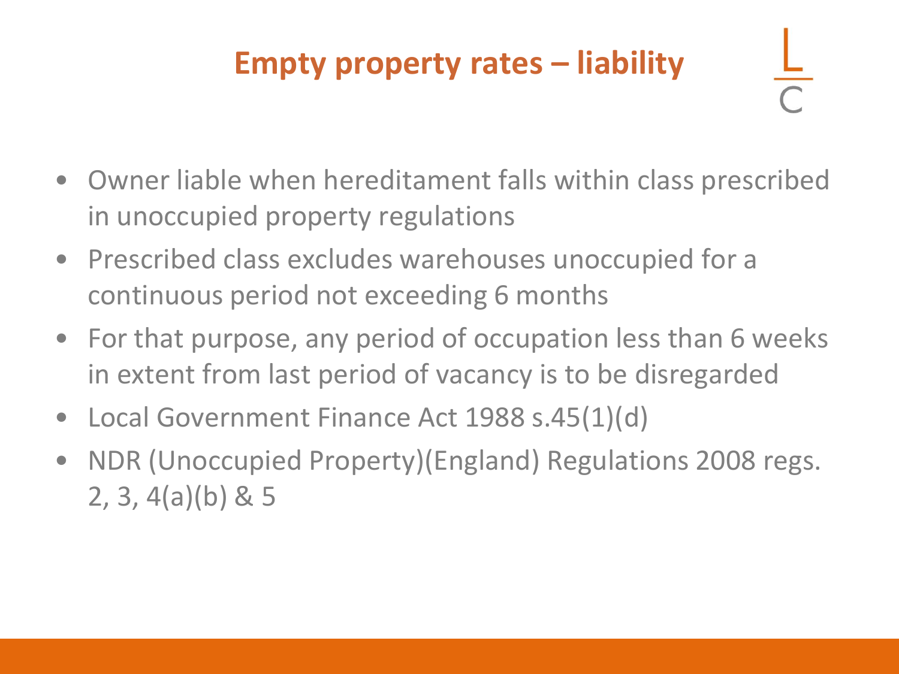# Empty property rates – liability

- Owner liable when hereditament falls within class prescribed in unoccupied property regulations
- Prescribed class excludes warehouses unoccupied for a continuous period not exceeding 6 months
- For that purpose, any period of occupation less than 6 weeks in extent from last period of vacancy is to be disregarded
- Local Government Finance Act 1988 s.45(1)(d)
- NDR (Unoccupied Property)(England) Regulations 2008 regs. 2, 3, 4(a)(b) & 5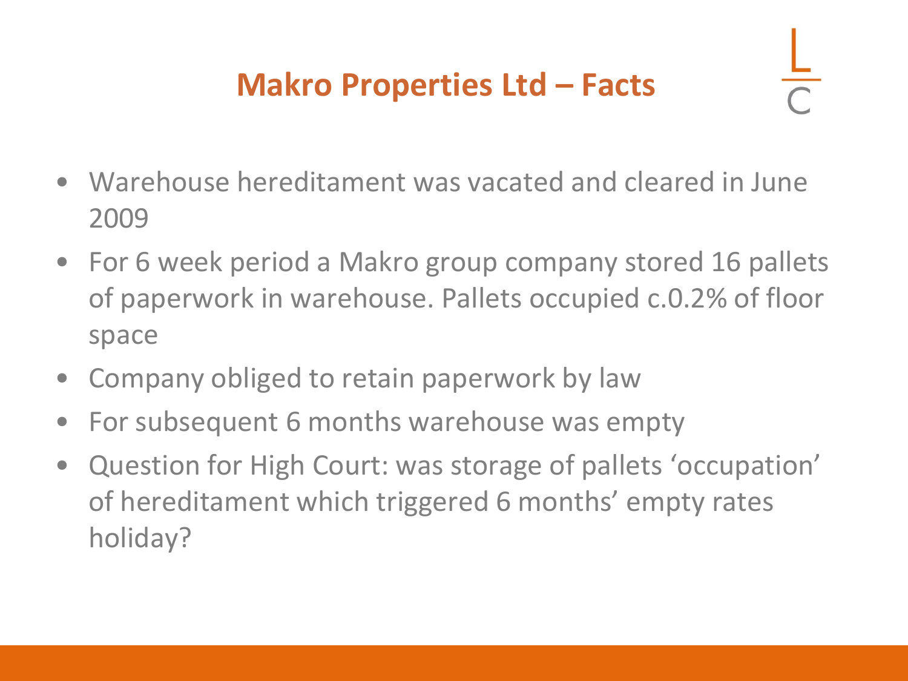# Makro Properties Ltd – Facts

- Warehouse hereditament was vacated and cleared in June 2009
- For 6 week period a Makro group company stored 16 pallets of paperwork in warehouse. Pallets occupied c.0.2% of floor space
- Company obliged to retain paperwork by law
- For subsequent 6 months warehouse was empty
- Question for High Court: was storage of pallets 'occupation' of hereditament which triggered 6 months' empty rates holiday?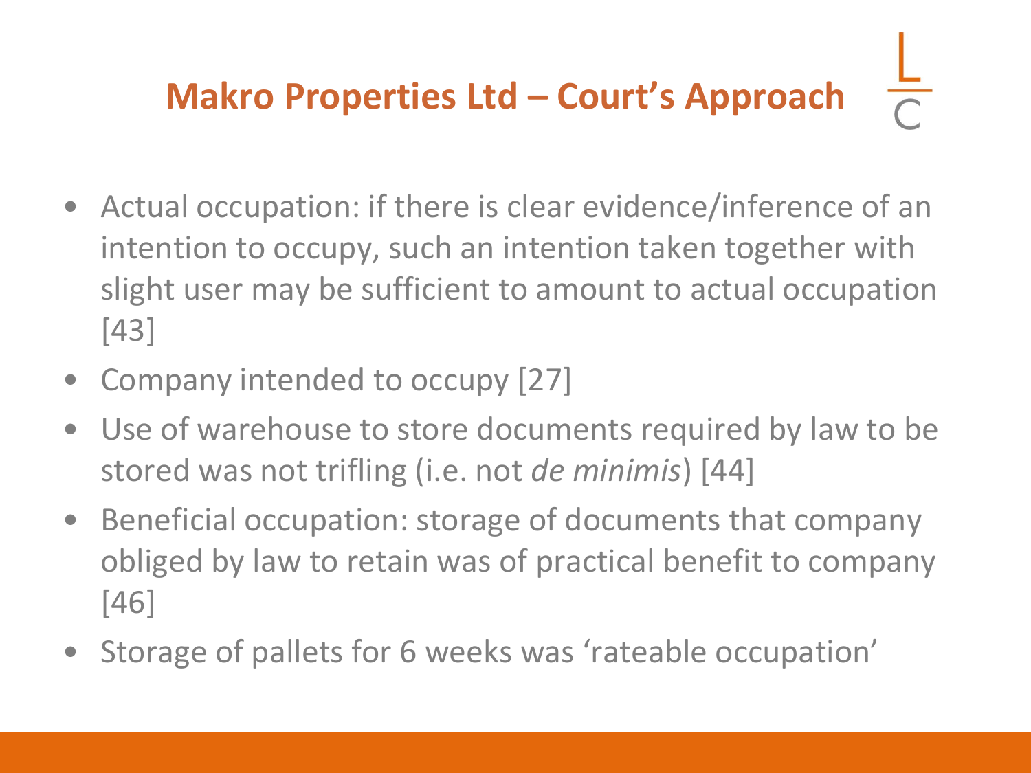# Makro Properties Ltd – Court's Approach

- Actual occupation: if there is clear evidence/inference of an intention to occupy, such an intention taken together with slight user may be sufficient to amount to actual occupation [43]
- Company intended to occupy [27]
- Use of warehouse to store documents required by law to be stored was not trifling (i.e. not *de minimis*) [44]
- Beneficial occupation: storage of documents that company obliged by law to retain was of practical benefit to company [46]
- Storage of pallets for 6 weeks was 'rateable occupation'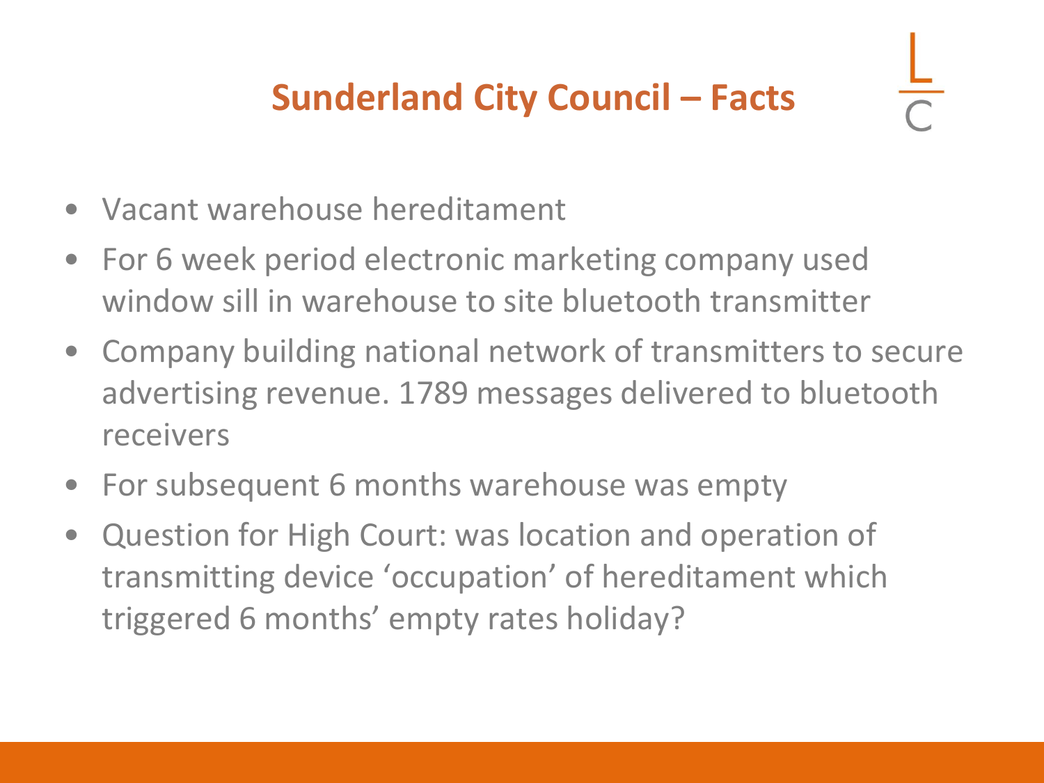# Sunderland City Council – Facts

- Vacant warehouse hereditament
- For 6 week period electronic marketing company used window sill in warehouse to site bluetooth transmitter
- Company building national network of transmitters to secure advertising revenue. 1789 messages delivered to bluetooth receivers
- For subsequent 6 months warehouse was empty
- Question for High Court: was location and operation of transmitting device 'occupation' of hereditament which triggered 6 months' empty rates holiday?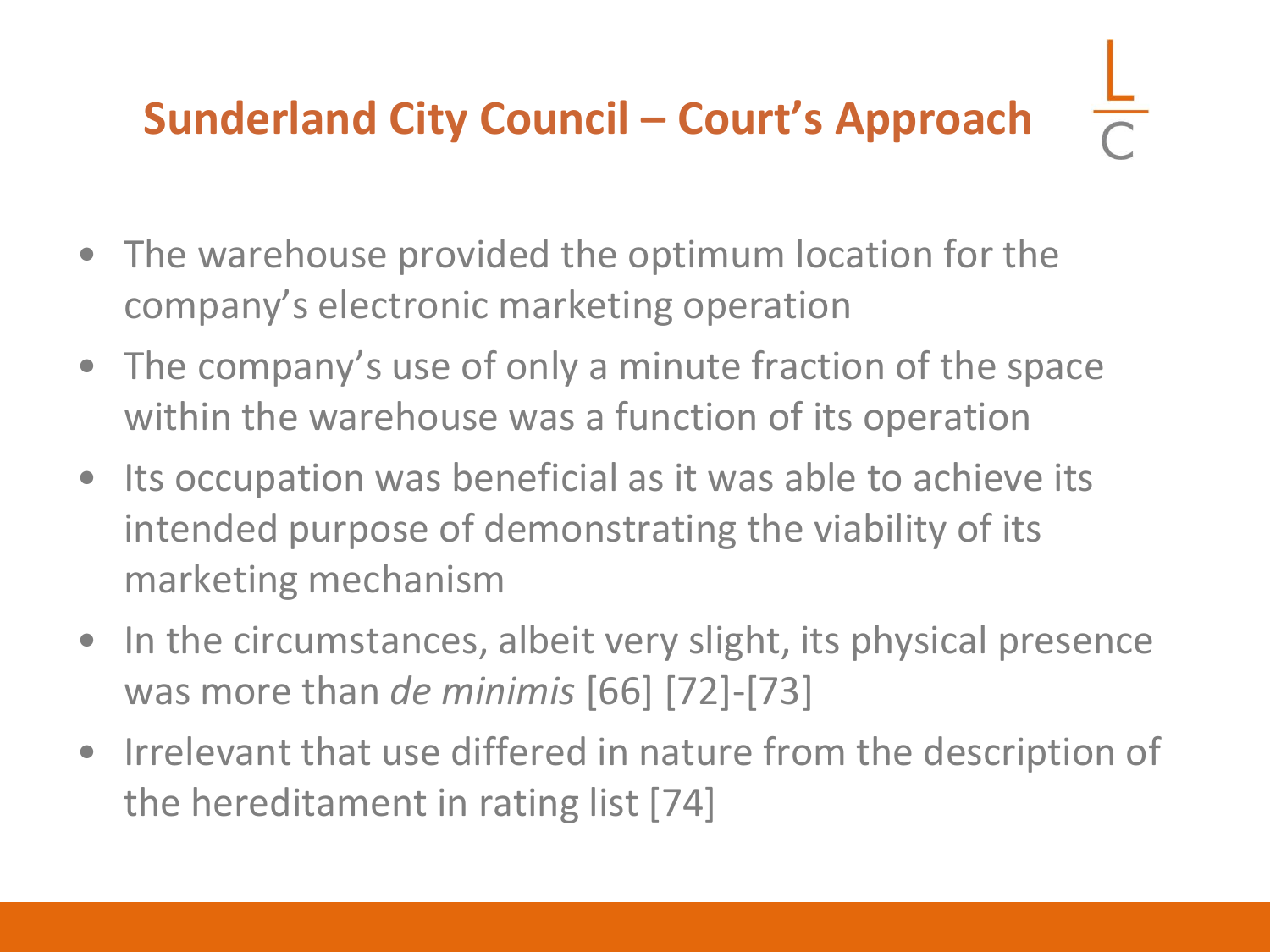# Sunderland City Council – Court's Approach

- The warehouse provided the optimum location for the company's electronic marketing operation
- The company's use of only a minute fraction of the space within the warehouse was a function of its operation
- Its occupation was beneficial as it was able to achieve its intended purpose of demonstrating the viability of its marketing mechanism
- In the circumstances, albeit very slight, its physical presence was more than *de minimis* [66] [72]-[73]
- Irrelevant that use differed in nature from the description of the hereditament in rating list [74]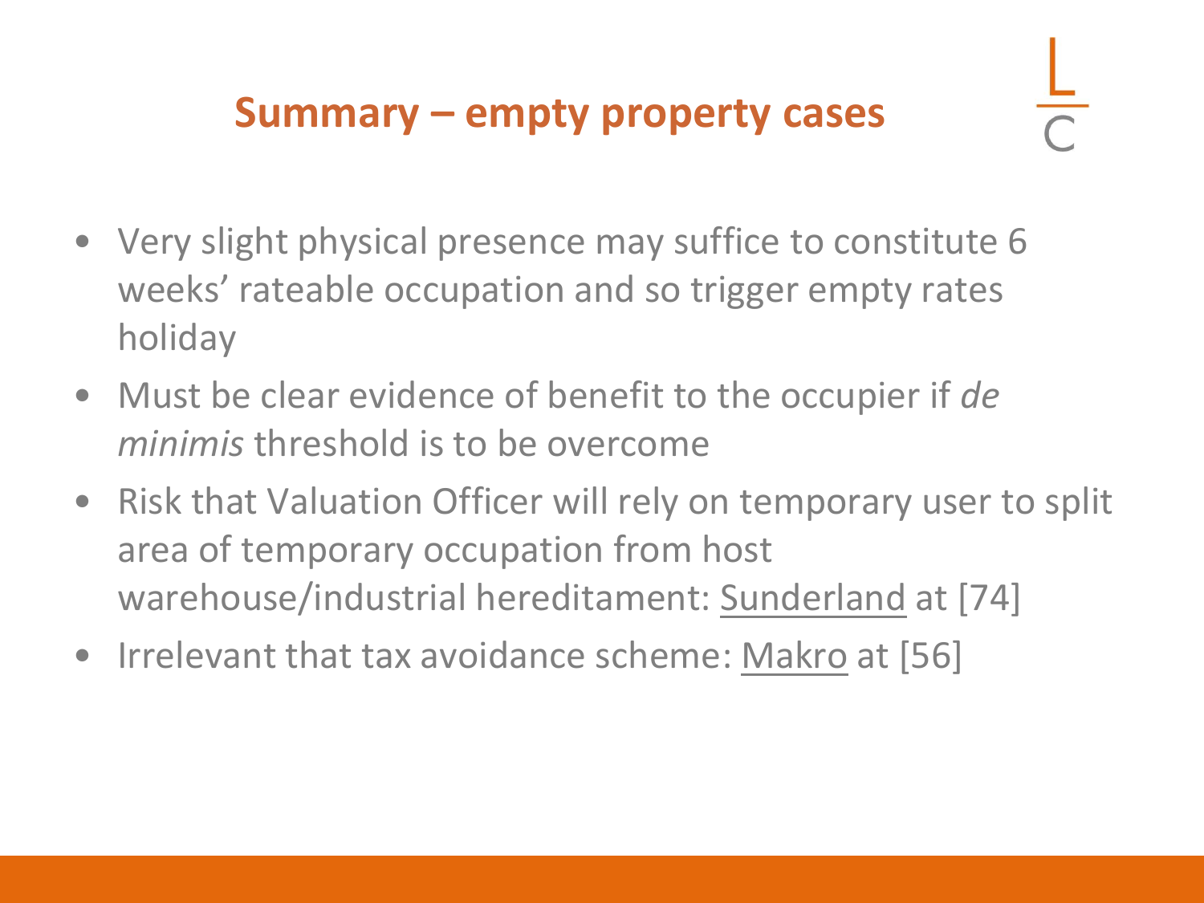## Summary – empty property cases

- Very slight physical presence may suffice to constitute 6 weeks' rateable occupation and so trigger empty rates holiday
- Must be clear evidence of benefit to the occupier if *de minimis* threshold is to be overcome
- Risk that Valuation Officer will rely on temporary user to split area of temporary occupation from host warehouse/industrial hereditament: Sunderland at [74]
- Irrelevant that tax avoidance scheme: Makro at [56]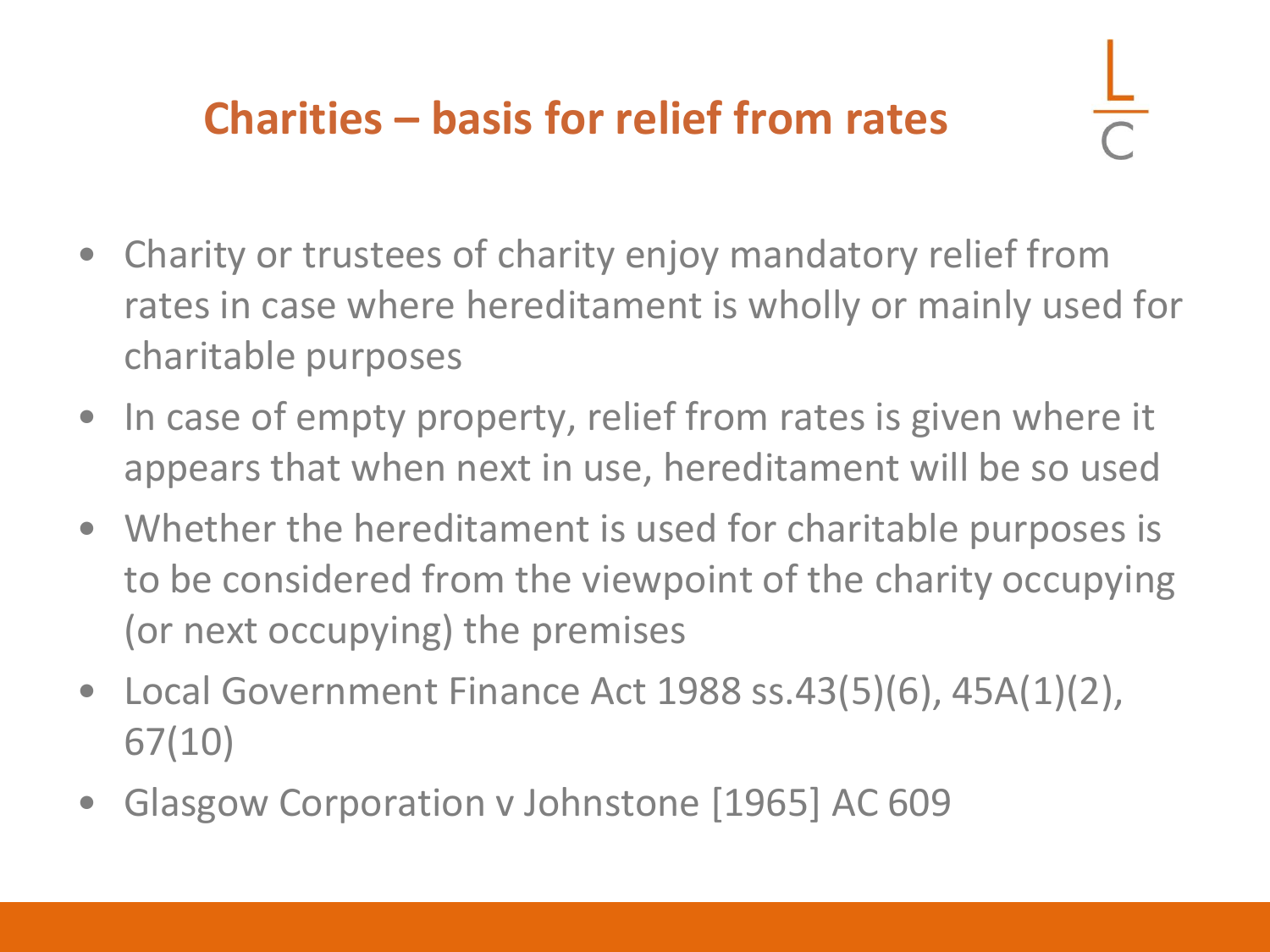## Charities – basis for relief from rates

- Charity or trustees of charity enjoy mandatory relief from rates in case where hereditament is wholly or mainly used for charitable purposes
- In case of empty property, relief from rates is given where it appears that when next in use, hereditament will be so used
- Whether the hereditament is used for charitable purposes is to be considered from the viewpoint of the charity occupying (or next occupying) the premises
- Local Government Finance Act 1988 ss.43(5)(6), 45A(1)(2), 67(10)
- Glasgow Corporation v Johnstone [1965] AC 609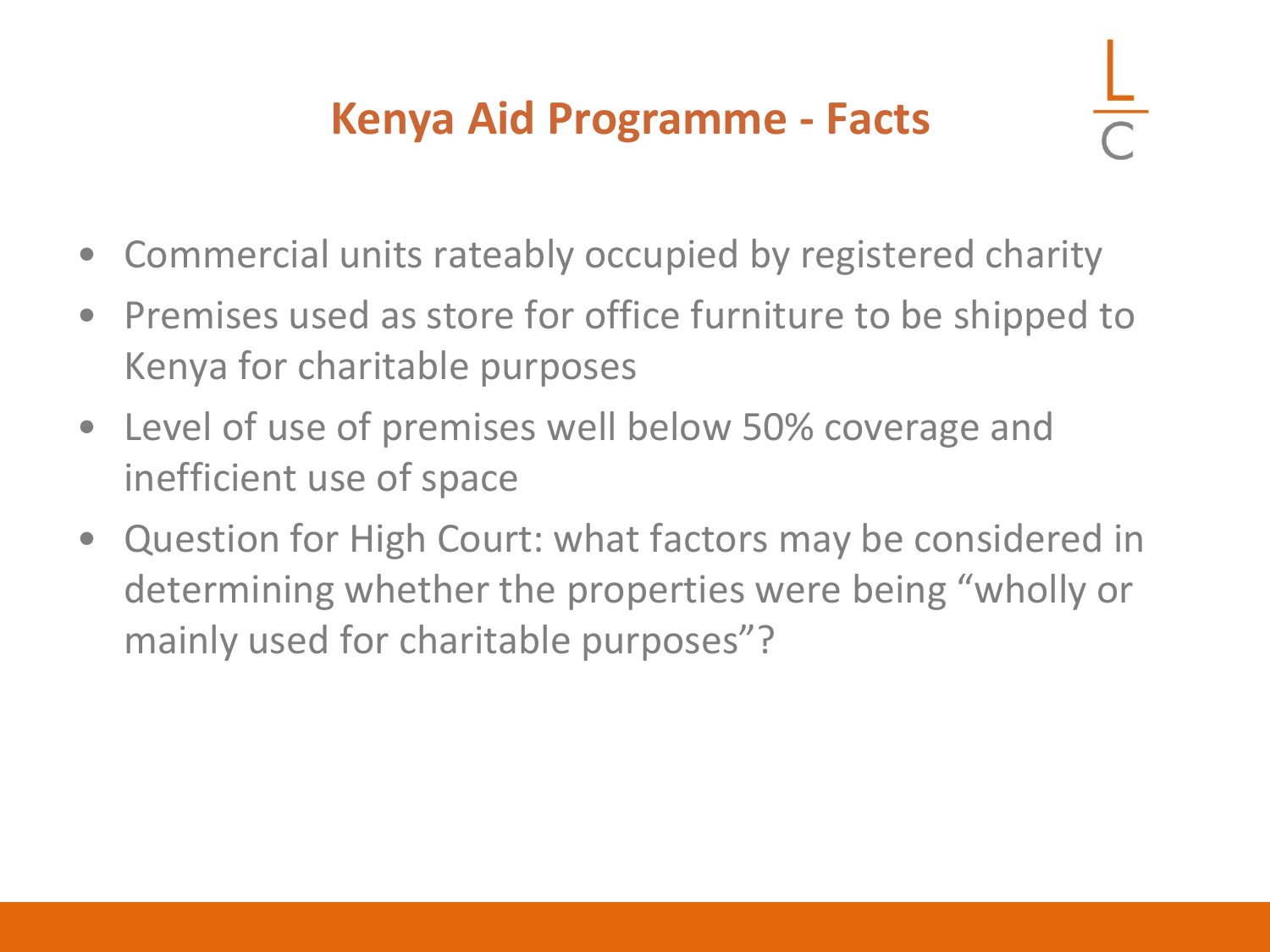# Kenya Aid Programme - Facts

- Commercial units rateably occupied by registered charity
- Premises used as store for office furniture to be shipped to Kenya for charitable purposes
- Level of use of premises well below 50% coverage and inefficient use of space
- Question for High Court: what factors may be considered in determining whether the properties were being "wholly or mainly used for charitable purposes"?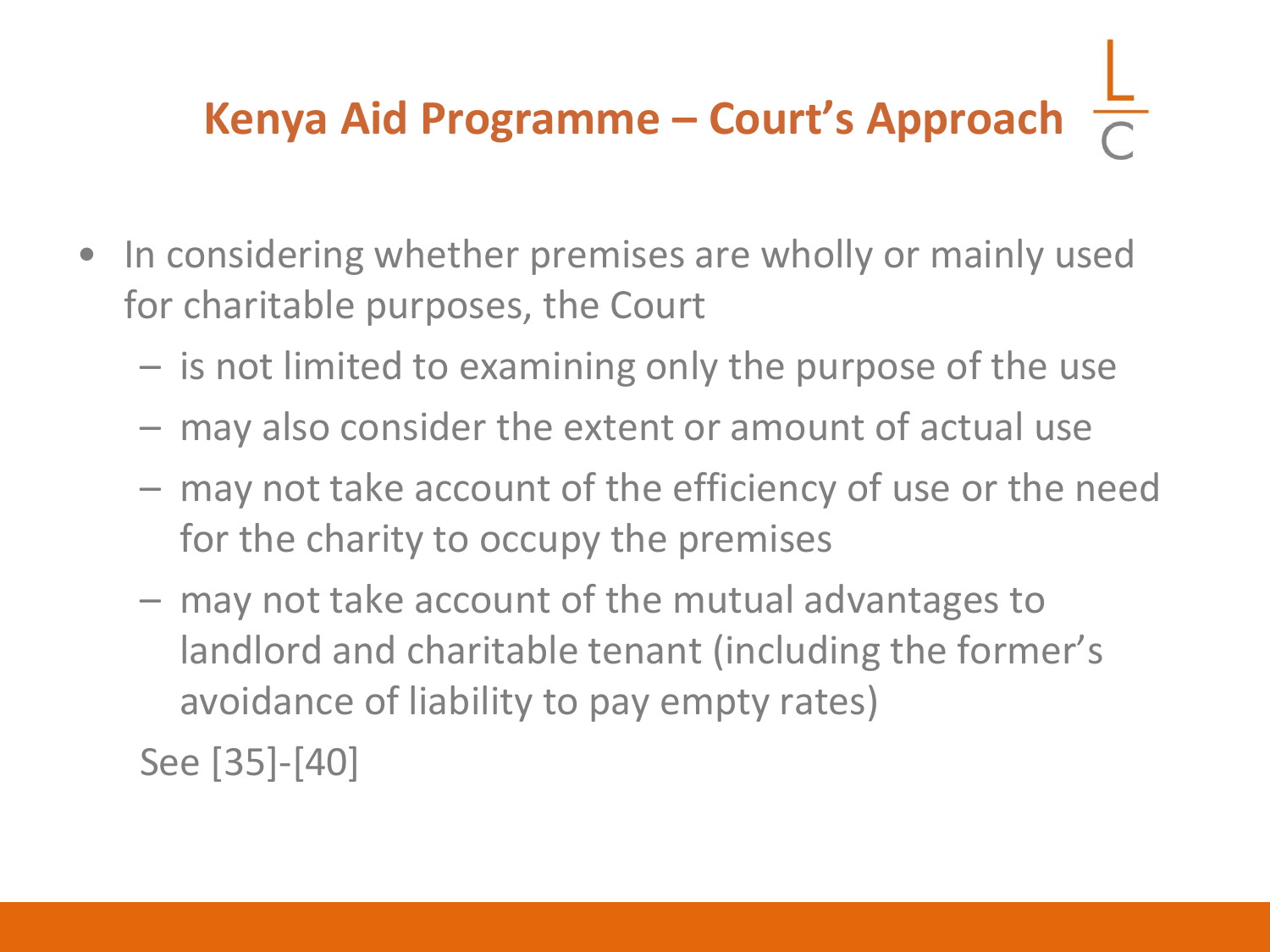## Kenya Aid Programme – Court's Approach

- In considering whether premises are wholly or mainly used for charitable purposes, the Court
  - is not limited to examining only the purpose of the use
  - may also consider the extent or amount of actual use
  - may not take account of the efficiency of use or the need for the charity to occupy the premises
  - may not take account of the mutual advantages to landlord and charitable tenant (including the former's avoidance of liability to pay empty rates)

  See [35]-[40]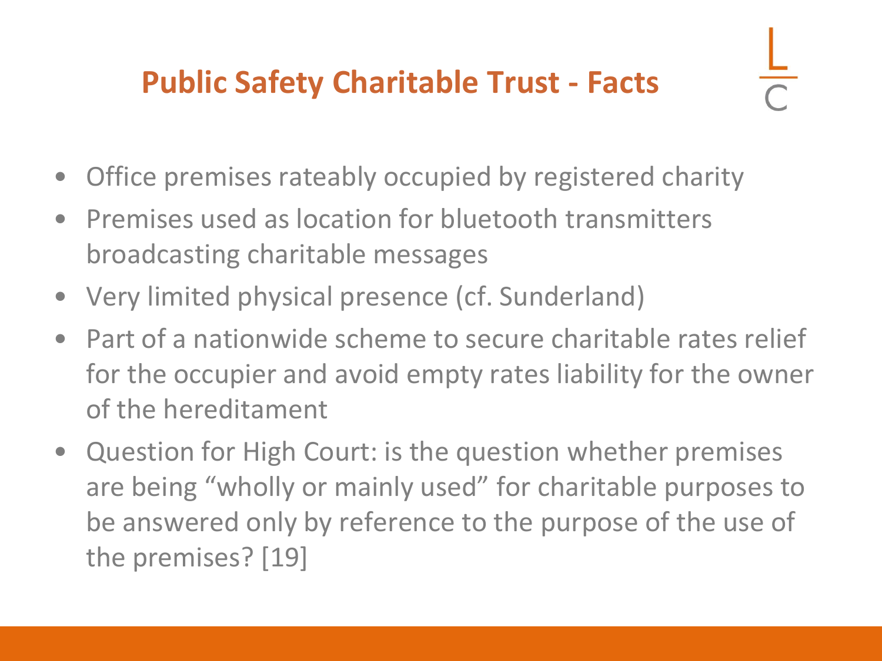# Public Safety Charitable Trust - Facts

- Office premises rateably occupied by registered charity
- Premises used as location for bluetooth transmitters broadcasting charitable messages
- Very limited physical presence (cf. Sunderland)
- Part of a nationwide scheme to secure charitable rates relief for the occupier and avoid empty rates liability for the owner of the hereditament
- Question for High Court: is the question whether premises are being "wholly or mainly used" for charitable purposes to be answered only by reference to the purpose of the use of the premises? [19]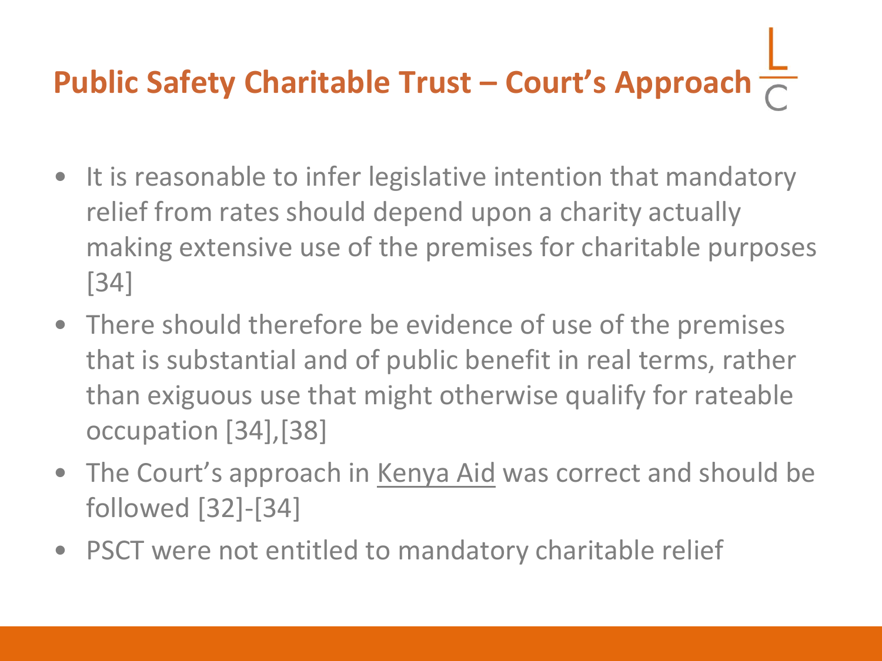# Public Safety Charitable Trust – Court's Approach

- It is reasonable to infer legislative intention that mandatory relief from rates should depend upon a charity actually making extensive use of the premises for charitable purposes [34]
- There should therefore be evidence of use of the premises that is substantial and of public benefit in real terms, rather than exiguous use that might otherwise qualify for rateable occupation [34],[38]
- The Court's approach in Kenya Aid was correct and should be followed [32]-[34]
- PSCT were not entitled to mandatory charitable relief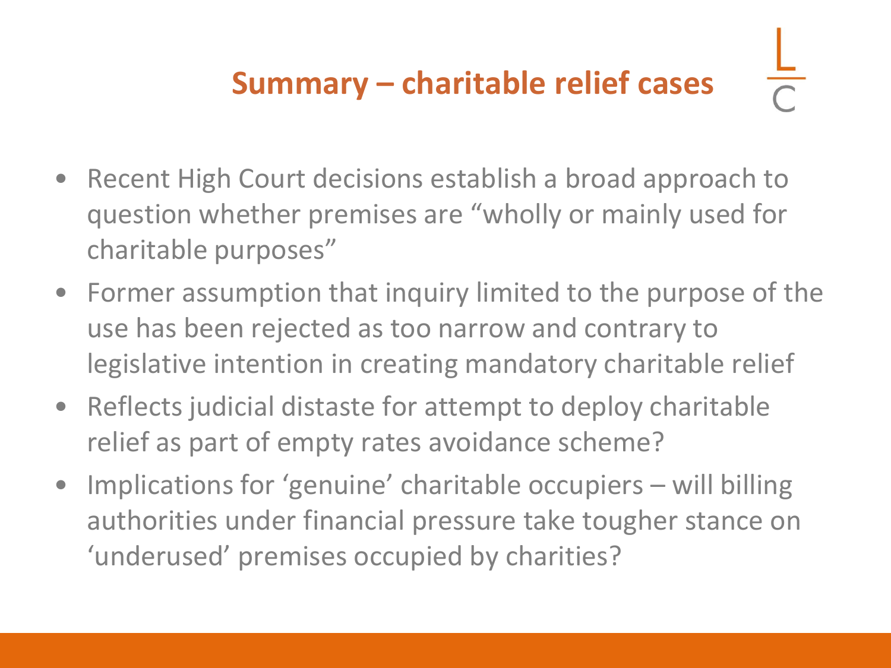# Summary – charitable relief cases

- Recent High Court decisions establish a broad approach to question whether premises are "wholly or mainly used for charitable purposes"
- Former assumption that inquiry limited to the purpose of the use has been rejected as too narrow and contrary to legislative intention in creating mandatory charitable relief
- Reflects judicial distaste for attempt to deploy charitable relief as part of empty rates avoidance scheme?
- Implications for 'genuine' charitable occupiers – will billing authorities under financial pressure take tougher stance on 'underused' premises occupied by charities?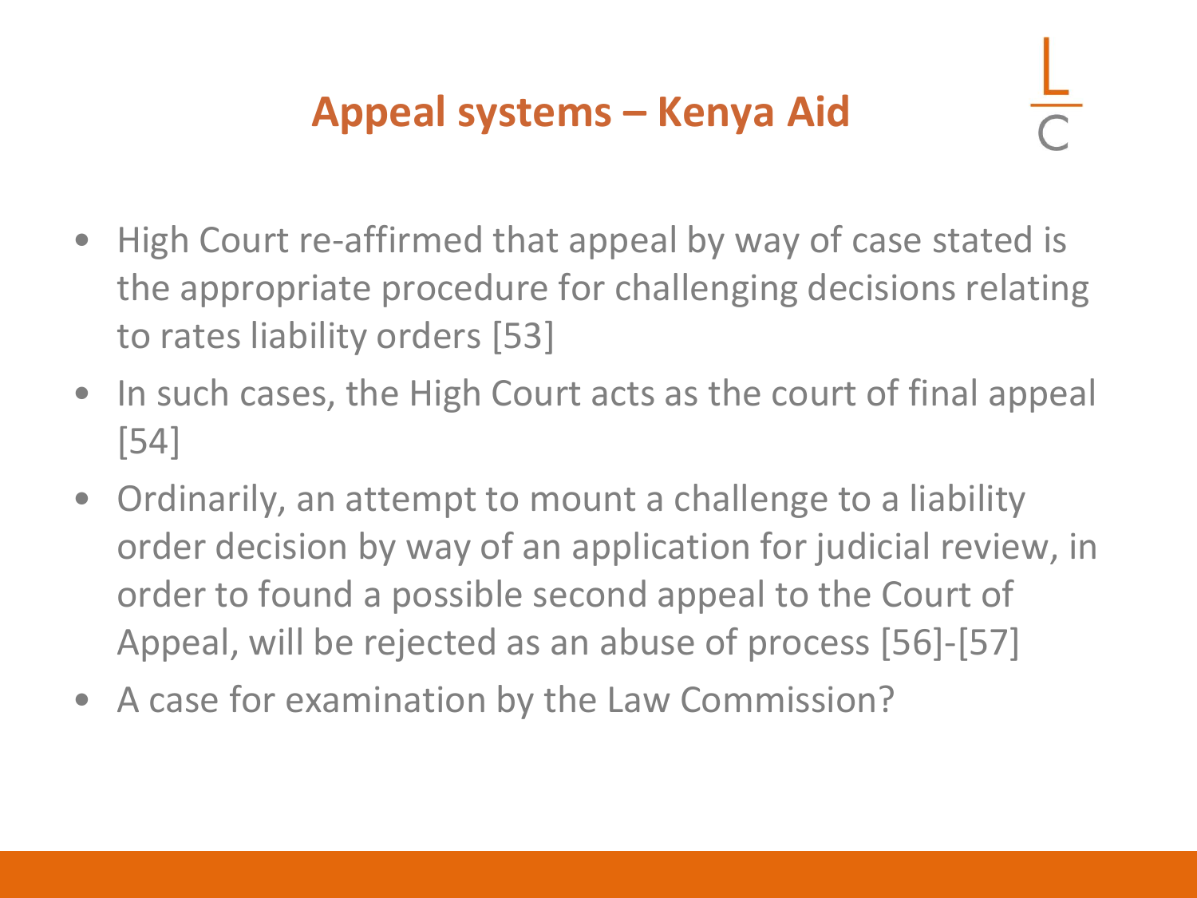# Appeal systems – Kenya Aid

- High Court re-affirmed that appeal by way of case stated is the appropriate procedure for challenging decisions relating to rates liability orders [53]
- In such cases, the High Court acts as the court of final appeal [54]
- Ordinarily, an attempt to mount a challenge to a liability order decision by way of an application for judicial review, in order to found a possible second appeal to the Court of Appeal, will be rejected as an abuse of process [56]-[57]
- A case for examination by the Law Commission?